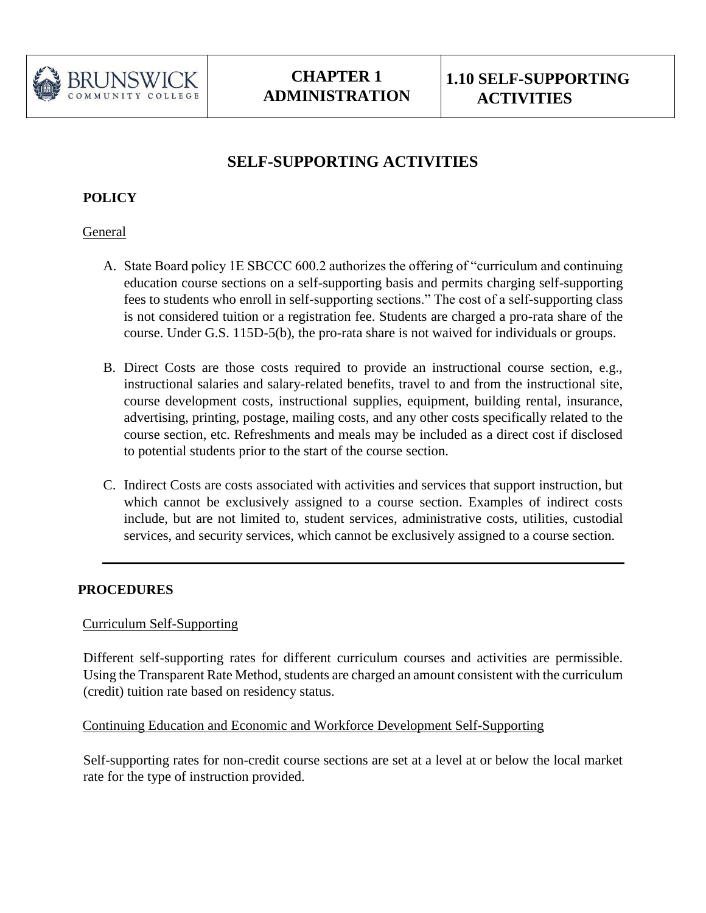| BRUNSWICK COMMUNITY COLLEGE | CHAPTER 1 ADMINISTRATION | 1.10 SELF-SUPPORTING ACTIVITIES |
|---|---|---|

# SELF-SUPPORTING ACTIVITIES

## POLICY

General

A. State Board policy 1E SBCCC 600.2 authorizes the offering of "curriculum and continuing education course sections on a self-supporting basis and permits charging self-supporting fees to students who enroll in self-supporting sections." The cost of a self-supporting class is not considered tuition or a registration fee. Students are charged a pro-rata share of the course. Under G.S. 115D-5(b), the pro-rata share is not waived for individuals or groups.

B. Direct Costs are those costs required to provide an instructional course section, e.g., instructional salaries and salary-related benefits, travel to and from the instructional site, course development costs, instructional supplies, equipment, building rental, insurance, advertising, printing, postage, mailing costs, and any other costs specifically related to the course section, etc. Refreshments and meals may be included as a direct cost if disclosed to potential students prior to the start of the course section.

C. Indirect Costs are costs associated with activities and services that support instruction, but which cannot be exclusively assigned to a course section. Examples of indirect costs include, but are not limited to, student services, administrative costs, utilities, custodial services, and security services, which cannot be exclusively assigned to a course section.

---

## PROCEDURES

Curriculum Self-Supporting

Different self-supporting rates for different curriculum courses and activities are permissible. Using the Transparent Rate Method, students are charged an amount consistent with the curriculum (credit) tuition rate based on residency status.

Continuing Education and Economic and Workforce Development Self-Supporting

Self-supporting rates for non-credit course sections are set at a level at or below the local market rate for the type of instruction provided.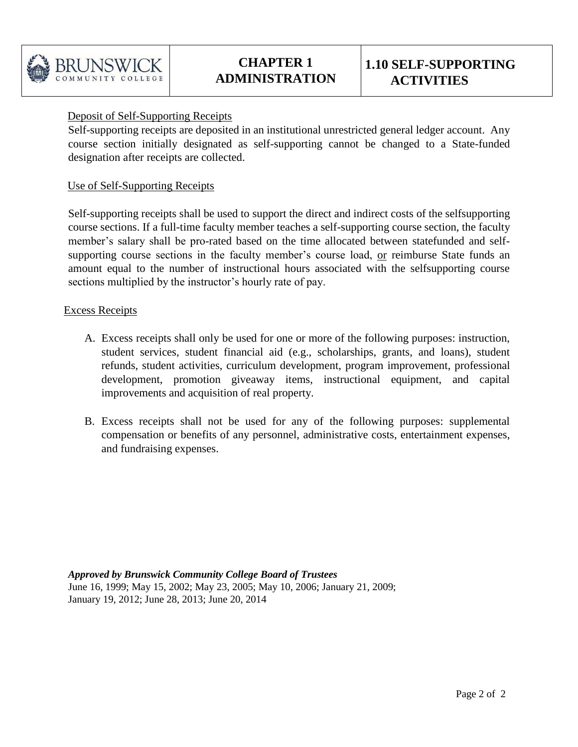Deposit of Self-Supporting Receipts

Self-supporting receipts are deposited in an institutional unrestricted general ledger account. Any course section initially designated as self-supporting cannot be changed to a State-funded designation after receipts are collected.

Use of Self-Supporting Receipts

Self-supporting receipts shall be used to support the direct and indirect costs of the selfsupporting course sections. If a full-time faculty member teaches a self-supporting course section, the faculty member's salary shall be pro-rated based on the time allocated between statefunded and self-supporting course sections in the faculty member's course load, or reimburse State funds an amount equal to the number of instructional hours associated with the selfsupporting course sections multiplied by the instructor's hourly rate of pay.

Excess Receipts

A. Excess receipts shall only be used for one or more of the following purposes: instruction, student services, student financial aid (e.g., scholarships, grants, and loans), student refunds, student activities, curriculum development, program improvement, professional development, promotion giveaway items, instructional equipment, and capital improvements and acquisition of real property.

B. Excess receipts shall not be used for any of the following purposes: supplemental compensation or benefits of any personnel, administrative costs, entertainment expenses, and fundraising expenses.

***Approved by Brunswick Community College Board of Trustees***
June 16, 1999; May 15, 2002; May 23, 2005; May 10, 2006; January 21, 2009; January 19, 2012; June 28, 2013; June 20, 2014